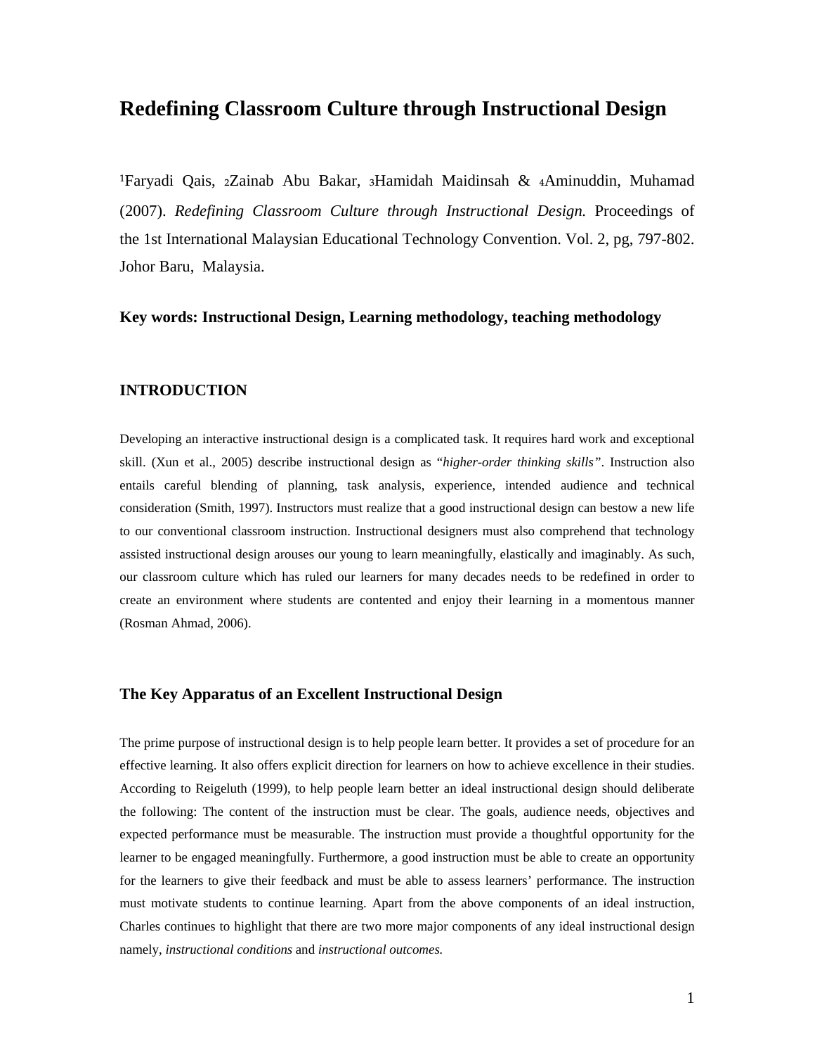# Redefining Classroom Culture through Instructional Design

[1]Faryadi Qais, [2]Zainab Abu Bakar, [3]Hamidah Maidinsah & [4]Aminuddin, Muhamad (2007). *Redefining Classroom Culture through Instructional Design.* Proceedings of the 1st International Malaysian Educational Technology Convention. Vol. 2, pg, 797-802. Johor Baru, Malaysia.

**Key words: Instructional Design, Learning methodology, teaching methodology**

## INTRODUCTION

Developing an interactive instructional design is a complicated task. It requires hard work and exceptional skill. (Xun et al., 2005) describe instructional design as "*higher-order thinking skills*". Instruction also entails careful blending of planning, task analysis, experience, intended audience and technical consideration (Smith, 1997). Instructors must realize that a good instructional design can bestow a new life to our conventional classroom instruction. Instructional designers must also comprehend that technology assisted instructional design arouses our young to learn meaningfully, elastically and imaginably. As such, our classroom culture which has ruled our learners for many decades needs to be redefined in order to create an environment where students are contented and enjoy their learning in a momentous manner (Rosman Ahmad, 2006).

### The Key Apparatus of an Excellent Instructional Design

The prime purpose of instructional design is to help people learn better. It provides a set of procedure for an effective learning. It also offers explicit direction for learners on how to achieve excellence in their studies. According to Reigeluth (1999), to help people learn better an ideal instructional design should deliberate the following: The content of the instruction must be clear. The goals, audience needs, objectives and expected performance must be measurable. The instruction must provide a thoughtful opportunity for the learner to be engaged meaningfully. Furthermore, a good instruction must be able to create an opportunity for the learners to give their feedback and must be able to assess learners' performance. The instruction must motivate students to continue learning. Apart from the above components of an ideal instruction, Charles continues to highlight that there are two more major components of any ideal instructional design namely, *instructional conditions* and *instructional outcomes.*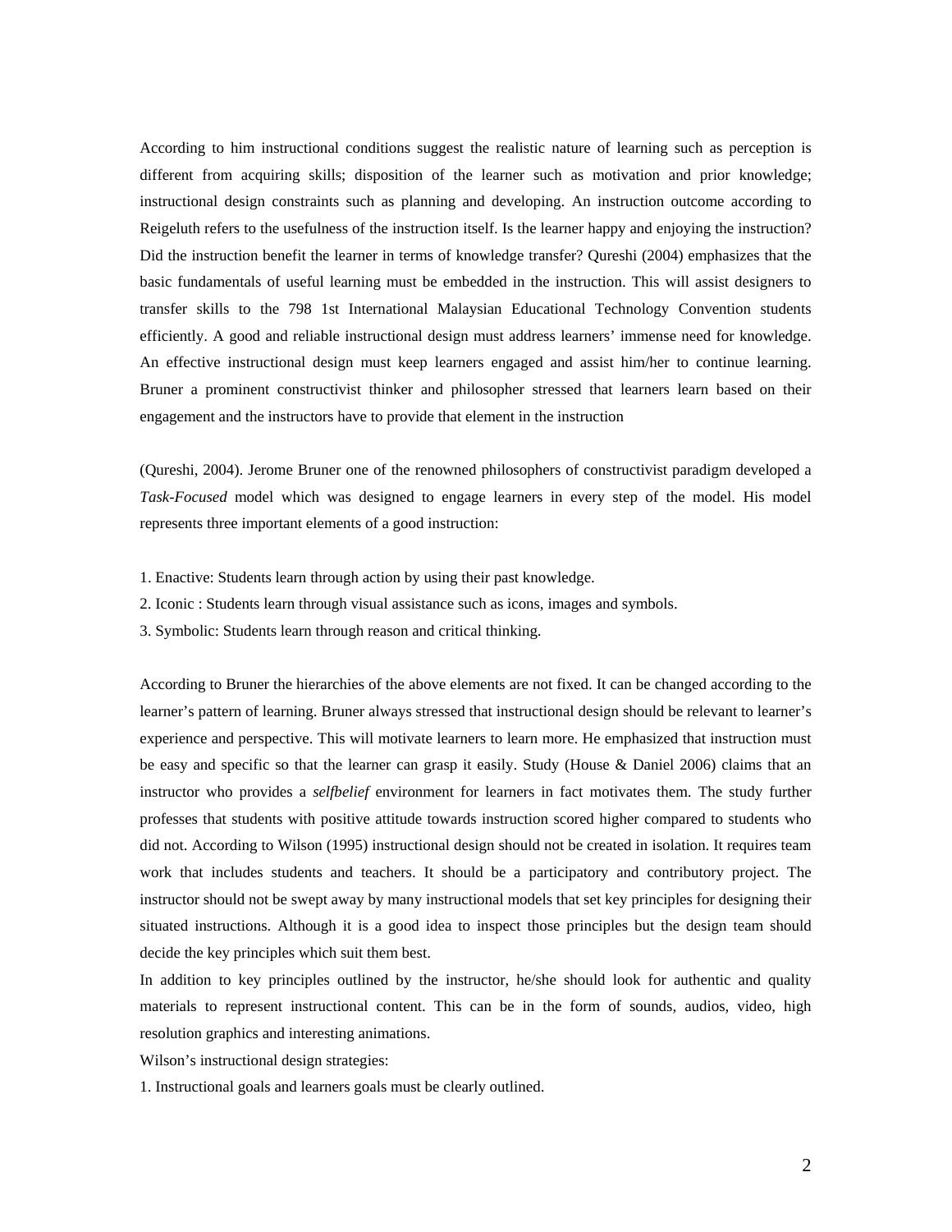According to him instructional conditions suggest the realistic nature of learning such as perception is different from acquiring skills; disposition of the learner such as motivation and prior knowledge; instructional design constraints such as planning and developing. An instruction outcome according to Reigeluth refers to the usefulness of the instruction itself. Is the learner happy and enjoying the instruction? Did the instruction benefit the learner in terms of knowledge transfer? Qureshi (2004) emphasizes that the basic fundamentals of useful learning must be embedded in the instruction. This will assist designers to transfer skills to the 798 1st International Malaysian Educational Technology Convention students efficiently. A good and reliable instructional design must address learners' immense need for knowledge. An effective instructional design must keep learners engaged and assist him/her to continue learning. Bruner a prominent constructivist thinker and philosopher stressed that learners learn based on their engagement and the instructors have to provide that element in the instruction

(Qureshi, 2004). Jerome Bruner one of the renowned philosophers of constructivist paradigm developed a *Task-Focused* model which was designed to engage learners in every step of the model. His model represents three important elements of a good instruction:

1. Enactive: Students learn through action by using their past knowledge.
2. Iconic : Students learn through visual assistance such as icons, images and symbols.
3. Symbolic: Students learn through reason and critical thinking.

According to Bruner the hierarchies of the above elements are not fixed. It can be changed according to the learner's pattern of learning. Bruner always stressed that instructional design should be relevant to learner's experience and perspective. This will motivate learners to learn more. He emphasized that instruction must be easy and specific so that the learner can grasp it easily. Study (House & Daniel 2006) claims that an instructor who provides a *selfbelief* environment for learners in fact motivates them. The study further professes that students with positive attitude towards instruction scored higher compared to students who did not. According to Wilson (1995) instructional design should not be created in isolation. It requires team work that includes students and teachers. It should be a participatory and contributory project. The instructor should not be swept away by many instructional models that set key principles for designing their situated instructions. Although it is a good idea to inspect those principles but the design team should decide the key principles which suit them best.

In addition to key principles outlined by the instructor, he/she should look for authentic and quality materials to represent instructional content. This can be in the form of sounds, audios, video, high resolution graphics and interesting animations.

Wilson's instructional design strategies:

1. Instructional goals and learners goals must be clearly outlined.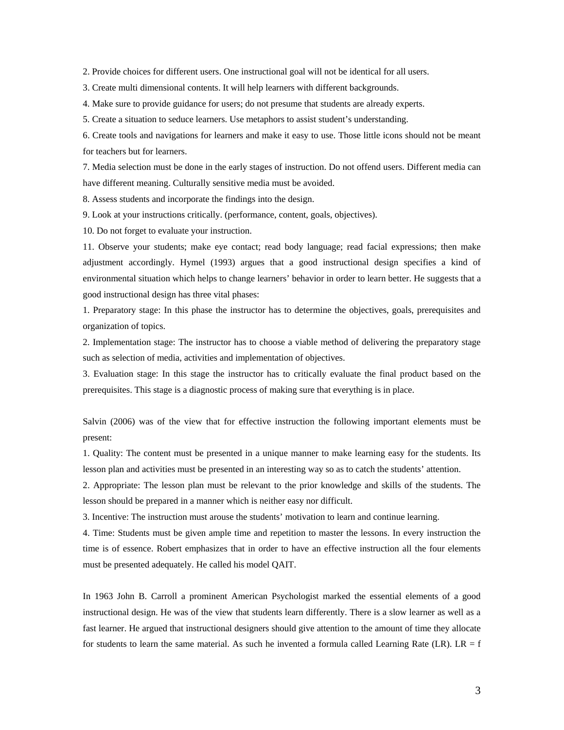2. Provide choices for different users. One instructional goal will not be identical for all users.

3. Create multi dimensional contents. It will help learners with different backgrounds.

4. Make sure to provide guidance for users; do not presume that students are already experts.

5. Create a situation to seduce learners. Use metaphors to assist student's understanding.

6. Create tools and navigations for learners and make it easy to use. Those little icons should not be meant for teachers but for learners.

7. Media selection must be done in the early stages of instruction. Do not offend users. Different media can have different meaning. Culturally sensitive media must be avoided.

8. Assess students and incorporate the findings into the design.

9. Look at your instructions critically. (performance, content, goals, objectives).

10. Do not forget to evaluate your instruction.

11. Observe your students; make eye contact; read body language; read facial expressions; then make adjustment accordingly. Hymel (1993) argues that a good instructional design specifies a kind of environmental situation which helps to change learners' behavior in order to learn better. He suggests that a good instructional design has three vital phases:

1. Preparatory stage: In this phase the instructor has to determine the objectives, goals, prerequisites and organization of topics.

2. Implementation stage: The instructor has to choose a viable method of delivering the preparatory stage such as selection of media, activities and implementation of objectives.

3. Evaluation stage: In this stage the instructor has to critically evaluate the final product based on the prerequisites. This stage is a diagnostic process of making sure that everything is in place.

Salvin (2006) was of the view that for effective instruction the following important elements must be present:

1. Quality: The content must be presented in a unique manner to make learning easy for the students. Its lesson plan and activities must be presented in an interesting way so as to catch the students' attention.

2. Appropriate: The lesson plan must be relevant to the prior knowledge and skills of the students. The lesson should be prepared in a manner which is neither easy nor difficult.

3. Incentive: The instruction must arouse the students' motivation to learn and continue learning.

4. Time: Students must be given ample time and repetition to master the lessons. In every instruction the time is of essence. Robert emphasizes that in order to have an effective instruction all the four elements must be presented adequately. He called his model QAIT.

In 1963 John B. Carroll a prominent American Psychologist marked the essential elements of a good instructional design. He was of the view that students learn differently. There is a slow learner as well as a fast learner. He argued that instructional designers should give attention to the amount of time they allocate for students to learn the same material. As such he invented a formula called Learning Rate (LR). LR = f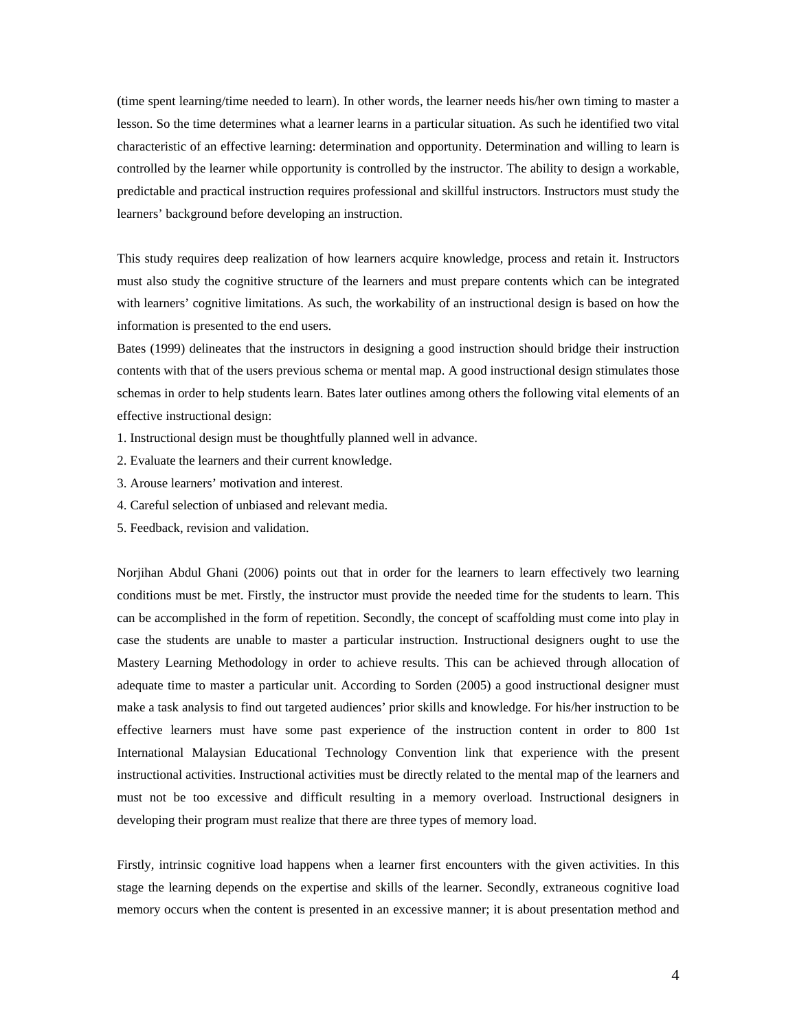(time spent learning/time needed to learn). In other words, the learner needs his/her own timing to master a lesson. So the time determines what a learner learns in a particular situation. As such he identified two vital characteristic of an effective learning: determination and opportunity. Determination and willing to learn is controlled by the learner while opportunity is controlled by the instructor. The ability to design a workable, predictable and practical instruction requires professional and skillful instructors. Instructors must study the learners' background before developing an instruction.

This study requires deep realization of how learners acquire knowledge, process and retain it. Instructors must also study the cognitive structure of the learners and must prepare contents which can be integrated with learners' cognitive limitations. As such, the workability of an instructional design is based on how the information is presented to the end users.

Bates (1999) delineates that the instructors in designing a good instruction should bridge their instruction contents with that of the users previous schema or mental map. A good instructional design stimulates those schemas in order to help students learn. Bates later outlines among others the following vital elements of an effective instructional design:

1. Instructional design must be thoughtfully planned well in advance.
2. Evaluate the learners and their current knowledge.
3. Arouse learners' motivation and interest.
4. Careful selection of unbiased and relevant media.
5. Feedback, revision and validation.

Norjihan Abdul Ghani (2006) points out that in order for the learners to learn effectively two learning conditions must be met. Firstly, the instructor must provide the needed time for the students to learn. This can be accomplished in the form of repetition. Secondly, the concept of scaffolding must come into play in case the students are unable to master a particular instruction. Instructional designers ought to use the Mastery Learning Methodology in order to achieve results. This can be achieved through allocation of adequate time to master a particular unit. According to Sorden (2005) a good instructional designer must make a task analysis to find out targeted audiences' prior skills and knowledge. For his/her instruction to be effective learners must have some past experience of the instruction content in order to 800 1st International Malaysian Educational Technology Convention link that experience with the present instructional activities. Instructional activities must be directly related to the mental map of the learners and must not be too excessive and difficult resulting in a memory overload. Instructional designers in developing their program must realize that there are three types of memory load.

Firstly, intrinsic cognitive load happens when a learner first encounters with the given activities. In this stage the learning depends on the expertise and skills of the learner. Secondly, extraneous cognitive load memory occurs when the content is presented in an excessive manner; it is about presentation method and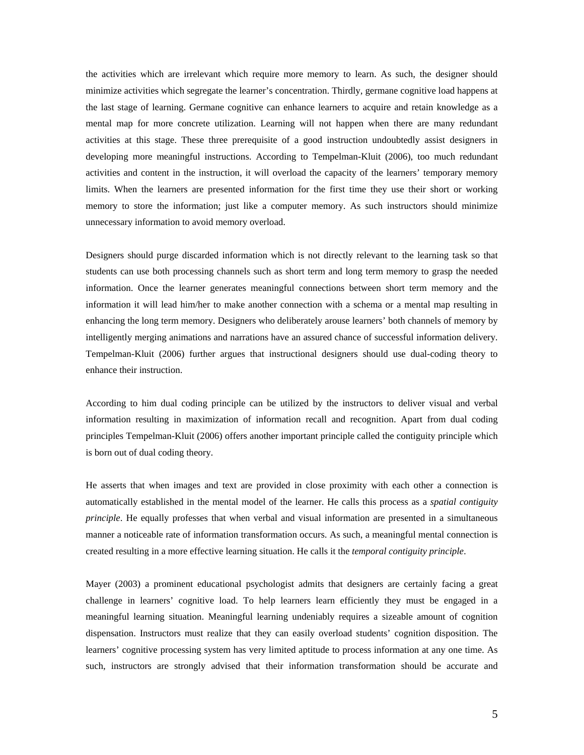the activities which are irrelevant which require more memory to learn. As such, the designer should minimize activities which segregate the learner's concentration. Thirdly, germane cognitive load happens at the last stage of learning. Germane cognitive can enhance learners to acquire and retain knowledge as a mental map for more concrete utilization. Learning will not happen when there are many redundant activities at this stage. These three prerequisite of a good instruction undoubtedly assist designers in developing more meaningful instructions. According to Tempelman-Kluit (2006), too much redundant activities and content in the instruction, it will overload the capacity of the learners' temporary memory limits. When the learners are presented information for the first time they use their short or working memory to store the information; just like a computer memory. As such instructors should minimize unnecessary information to avoid memory overload.

Designers should purge discarded information which is not directly relevant to the learning task so that students can use both processing channels such as short term and long term memory to grasp the needed information. Once the learner generates meaningful connections between short term memory and the information it will lead him/her to make another connection with a schema or a mental map resulting in enhancing the long term memory. Designers who deliberately arouse learners' both channels of memory by intelligently merging animations and narrations have an assured chance of successful information delivery. Tempelman-Kluit (2006) further argues that instructional designers should use dual-coding theory to enhance their instruction.

According to him dual coding principle can be utilized by the instructors to deliver visual and verbal information resulting in maximization of information recall and recognition. Apart from dual coding principles Tempelman-Kluit (2006) offers another important principle called the contiguity principle which is born out of dual coding theory.

He asserts that when images and text are provided in close proximity with each other a connection is automatically established in the mental model of the learner. He calls this process as a *spatial contiguity principle*. He equally professes that when verbal and visual information are presented in a simultaneous manner a noticeable rate of information transformation occurs. As such, a meaningful mental connection is created resulting in a more effective learning situation. He calls it the *temporal contiguity principle*.

Mayer (2003) a prominent educational psychologist admits that designers are certainly facing a great challenge in learners' cognitive load. To help learners learn efficiently they must be engaged in a meaningful learning situation. Meaningful learning undeniably requires a sizeable amount of cognition dispensation. Instructors must realize that they can easily overload students' cognition disposition. The learners' cognitive processing system has very limited aptitude to process information at any one time. As such, instructors are strongly advised that their information transformation should be accurate and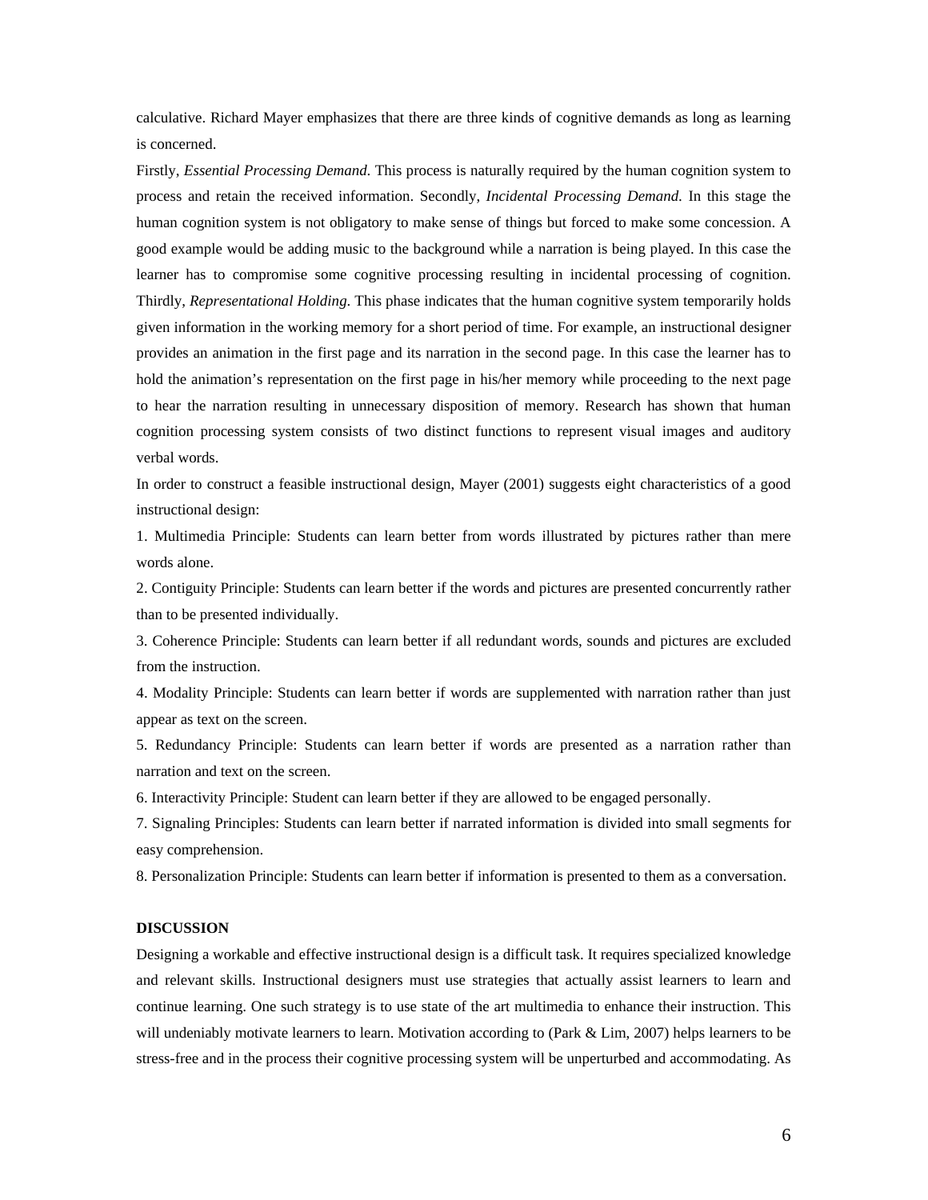calculative. Richard Mayer emphasizes that there are three kinds of cognitive demands as long as learning is concerned.

Firstly, *Essential Processing Demand*. This process is naturally required by the human cognition system to process and retain the received information. Secondly, *Incidental Processing Demand*. In this stage the human cognition system is not obligatory to make sense of things but forced to make some concession. A good example would be adding music to the background while a narration is being played. In this case the learner has to compromise some cognitive processing resulting in incidental processing of cognition. Thirdly, *Representational Holding*. This phase indicates that the human cognitive system temporarily holds given information in the working memory for a short period of time. For example, an instructional designer provides an animation in the first page and its narration in the second page. In this case the learner has to hold the animation's representation on the first page in his/her memory while proceeding to the next page to hear the narration resulting in unnecessary disposition of memory. Research has shown that human cognition processing system consists of two distinct functions to represent visual images and auditory verbal words.

In order to construct a feasible instructional design, Mayer (2001) suggests eight characteristics of a good instructional design:

1. Multimedia Principle: Students can learn better from words illustrated by pictures rather than mere words alone.
2. Contiguity Principle: Students can learn better if the words and pictures are presented concurrently rather than to be presented individually.
3. Coherence Principle: Students can learn better if all redundant words, sounds and pictures are excluded from the instruction.
4. Modality Principle: Students can learn better if words are supplemented with narration rather than just appear as text on the screen.
5. Redundancy Principle: Students can learn better if words are presented as a narration rather than narration and text on the screen.
6. Interactivity Principle: Student can learn better if they are allowed to be engaged personally.
7. Signaling Principles: Students can learn better if narrated information is divided into small segments for easy comprehension.
8. Personalization Principle: Students can learn better if information is presented to them as a conversation.

**DISCUSSION**

Designing a workable and effective instructional design is a difficult task. It requires specialized knowledge and relevant skills. Instructional designers must use strategies that actually assist learners to learn and continue learning. One such strategy is to use state of the art multimedia to enhance their instruction. This will undeniably motivate learners to learn. Motivation according to (Park & Lim, 2007) helps learners to be stress-free and in the process their cognitive processing system will be unperturbed and accommodating. As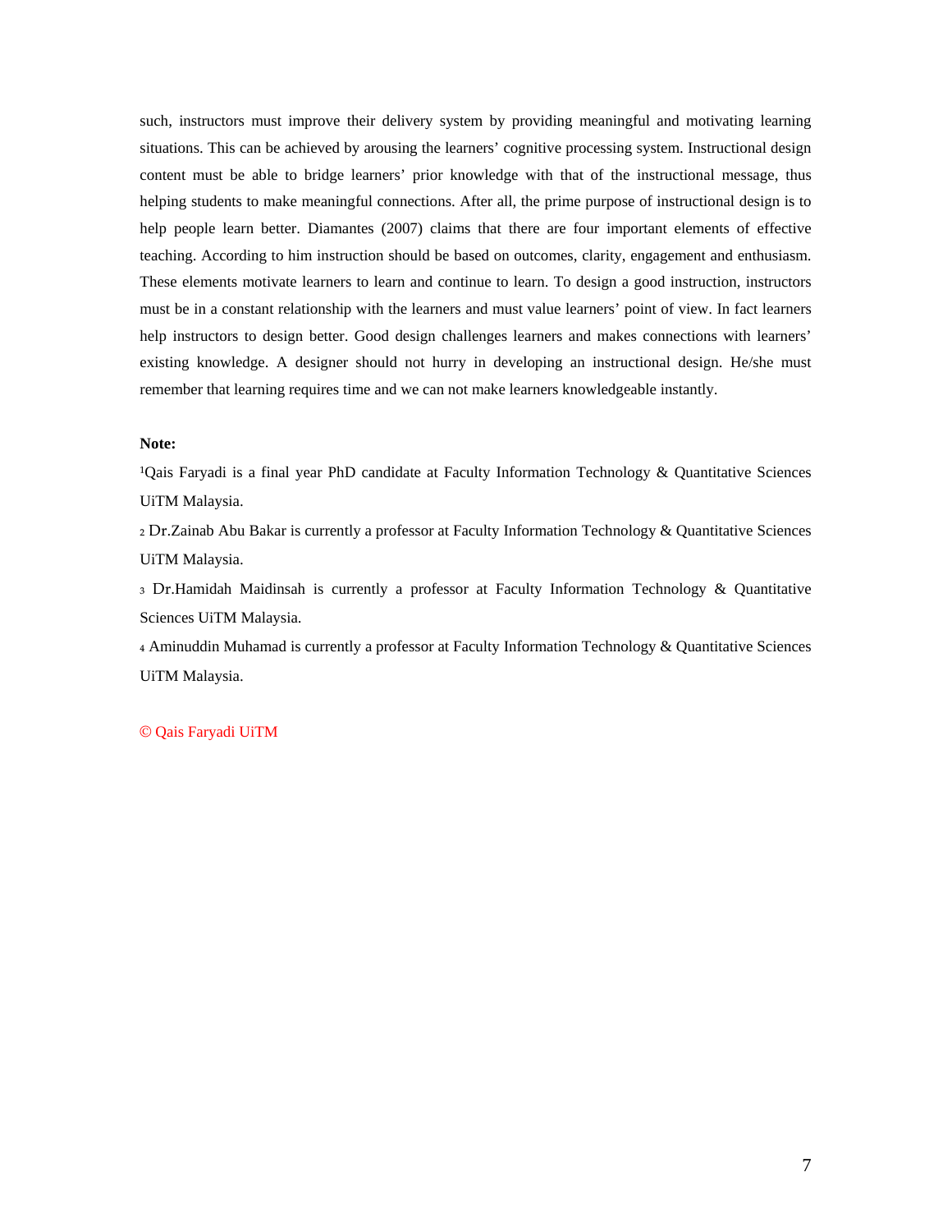such, instructors must improve their delivery system by providing meaningful and motivating learning situations. This can be achieved by arousing the learners' cognitive processing system. Instructional design content must be able to bridge learners' prior knowledge with that of the instructional message, thus helping students to make meaningful connections. After all, the prime purpose of instructional design is to help people learn better. Diamantes (2007) claims that there are four important elements of effective teaching. According to him instruction should be based on outcomes, clarity, engagement and enthusiasm. These elements motivate learners to learn and continue to learn. To design a good instruction, instructors must be in a constant relationship with the learners and must value learners' point of view. In fact learners help instructors to design better. Good design challenges learners and makes connections with learners' existing knowledge. A designer should not hurry in developing an instructional design. He/she must remember that learning requires time and we can not make learners knowledgeable instantly.

**Note:**

[1]Qais Faryadi is a final year PhD candidate at Faculty Information Technology & Quantitative Sciences UiTM Malaysia.

[2] Dr.Zainab Abu Bakar is currently a professor at Faculty Information Technology & Quantitative Sciences UiTM Malaysia.

[3] Dr.Hamidah Maidinsah is currently a professor at Faculty Information Technology & Quantitative Sciences UiTM Malaysia.

[4] Aminuddin Muhamad is currently a professor at Faculty Information Technology & Quantitative Sciences UiTM Malaysia.

© Qais Faryadi UiTM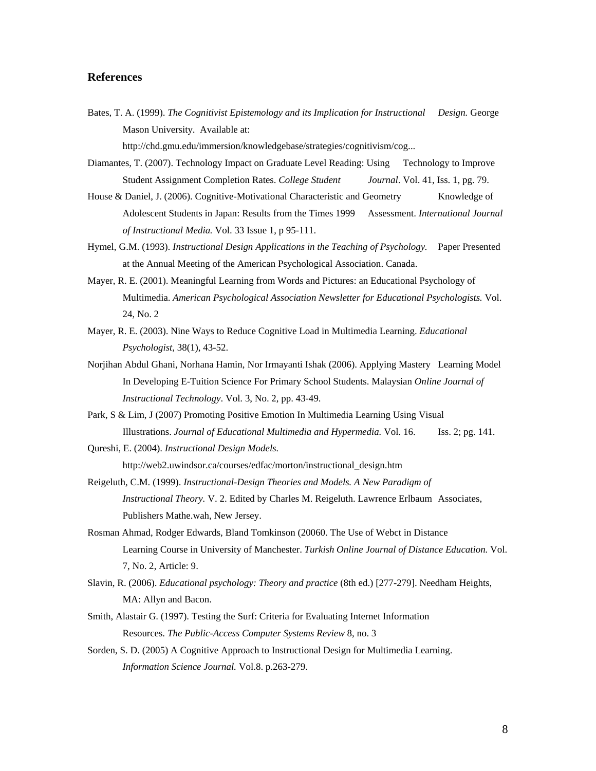## References

Bates, T. A. (1999). *The Cognitivist Epistemology and its Implication for Instructional Design.* George Mason University. Available at: http://chd.gmu.edu/immersion/knowledgebase/strategies/cognitivism/cog...

Diamantes, T. (2007). Technology Impact on Graduate Level Reading: Using Technology to Improve Student Assignment Completion Rates. *College Student Journal*. Vol. 41, Iss. 1, pg. 79.

House & Daniel, J. (2006). Cognitive-Motivational Characteristic and Geometry Knowledge of Adolescent Students in Japan: Results from the Times 1999 Assessment. *International Journal of Instructional Media.* Vol. 33 Issue 1, p 95-111.

Hymel, G.M. (1993). *Instructional Design Applications in the Teaching of Psychology.* Paper Presented at the Annual Meeting of the American Psychological Association. Canada.

Mayer, R. E. (2001). Meaningful Learning from Words and Pictures: an Educational Psychology of Multimedia. *American Psychological Association Newsletter for Educational Psychologists.* Vol. 24, No. 2

Mayer, R. E. (2003). Nine Ways to Reduce Cognitive Load in Multimedia Learning. *Educational Psychologist*, 38(1), 43-52.

Norjihan Abdul Ghani, Norhana Hamin, Nor Irmayanti Ishak (2006). Applying Mastery Learning Model In Developing E-Tuition Science For Primary School Students. Malaysian *Online Journal of Instructional Technology*. Vol. 3, No. 2, pp. 43-49.

Park, S & Lim, J (2007) Promoting Positive Emotion In Multimedia Learning Using Visual Illustrations. *Journal of Educational Multimedia and Hypermedia.* Vol. 16. Iss. 2; pg. 141.

Qureshi, E. (2004). *Instructional Design Models.* http://web2.uwindsor.ca/courses/edfac/morton/instructional_design.htm

Reigeluth, C.M. (1999). *Instructional-Design Theories and Models. A New Paradigm of Instructional Theory.* V. 2. Edited by Charles M. Reigeluth. Lawrence Erlbaum Associates, Publishers Mathe.wah, New Jersey.

Rosman Ahmad, Rodger Edwards, Bland Tomkinson (20060. The Use of Webct in Distance Learning Course in University of Manchester. *Turkish Online Journal of Distance Education.* Vol. 7, No. 2, Article: 9.

Slavin, R. (2006). *Educational psychology: Theory and practice* (8th ed.) [277-279]. Needham Heights, MA: Allyn and Bacon.

Smith, Alastair G. (1997). Testing the Surf: Criteria for Evaluating Internet Information Resources. *The Public-Access Computer Systems Review* 8, no. 3

Sorden, S. D. (2005) A Cognitive Approach to Instructional Design for Multimedia Learning. *Information Science Journal.* Vol.8. p.263-279.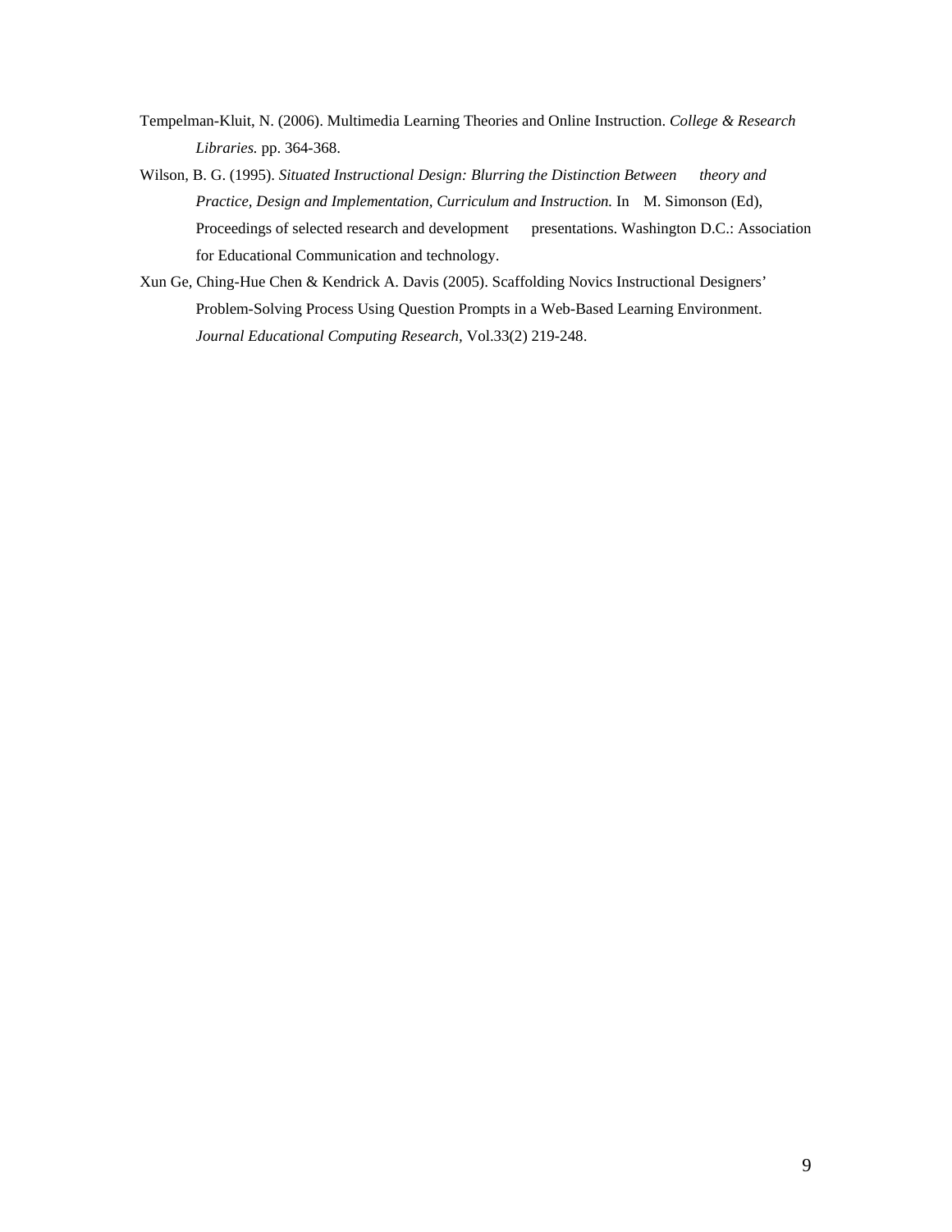Tempelman-Kluit, N. (2006). Multimedia Learning Theories and Online Instruction. *College & Research Libraries.* pp. 364-368.

Wilson, B. G. (1995). *Situated Instructional Design: Blurring the Distinction Between theory and Practice, Design and Implementation, Curriculum and Instruction.* In M. Simonson (Ed), Proceedings of selected research and development presentations. Washington D.C.: Association for Educational Communication and technology.

Xun Ge, Ching-Hue Chen & Kendrick A. Davis (2005). Scaffolding Novics Instructional Designers' Problem-Solving Process Using Question Prompts in a Web-Based Learning Environment. *Journal Educational Computing Research,* Vol.33(2) 219-248.